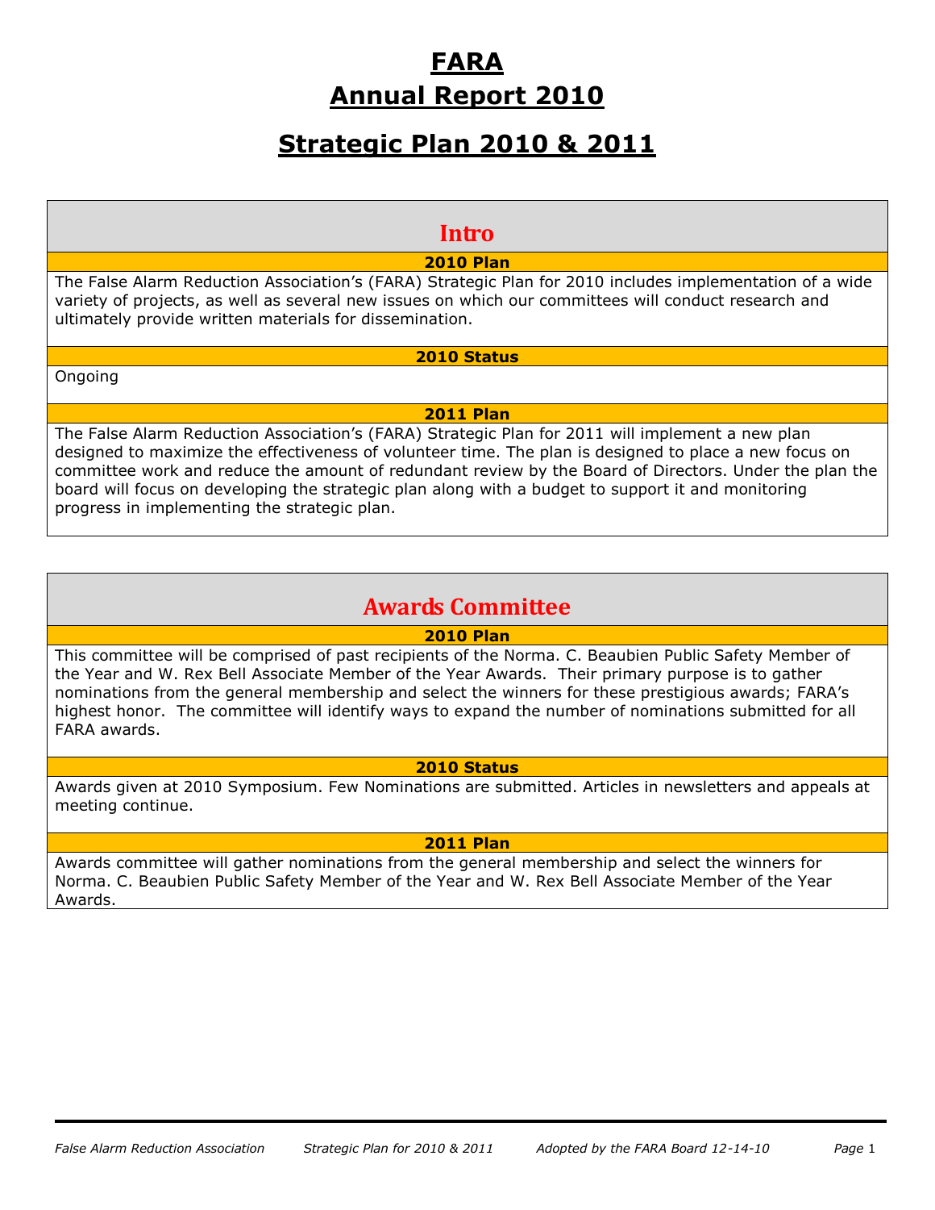# FARA
# Annual Report 2010

## Strategic Plan 2010 & 2011

## Intro

### 2010 Plan

The False Alarm Reduction Association's (FARA) Strategic Plan for 2010 includes implementation of a wide variety of projects, as well as several new issues on which our committees will conduct research and ultimately provide written materials for dissemination.

### 2010 Status

Ongoing

### 2011 Plan

The False Alarm Reduction Association's (FARA) Strategic Plan for 2011 will implement a new plan designed to maximize the effectiveness of volunteer time. The plan is designed to place a new focus on committee work and reduce the amount of redundant review by the Board of Directors. Under the plan the board will focus on developing the strategic plan along with a budget to support it and monitoring progress in implementing the strategic plan.

## Awards Committee

### 2010 Plan

This committee will be comprised of past recipients of the Norma. C. Beaubien Public Safety Member of the Year and W. Rex Bell Associate Member of the Year Awards. Their primary purpose is to gather nominations from the general membership and select the winners for these prestigious awards; FARA's highest honor. The committee will identify ways to expand the number of nominations submitted for all FARA awards.

### 2010 Status

Awards given at 2010 Symposium. Few Nominations are submitted. Articles in newsletters and appeals at meeting continue.

### 2011 Plan

Awards committee will gather nominations from the general membership and select the winners for Norma. C. Beaubien Public Safety Member of the Year and W. Rex Bell Associate Member of the Year Awards.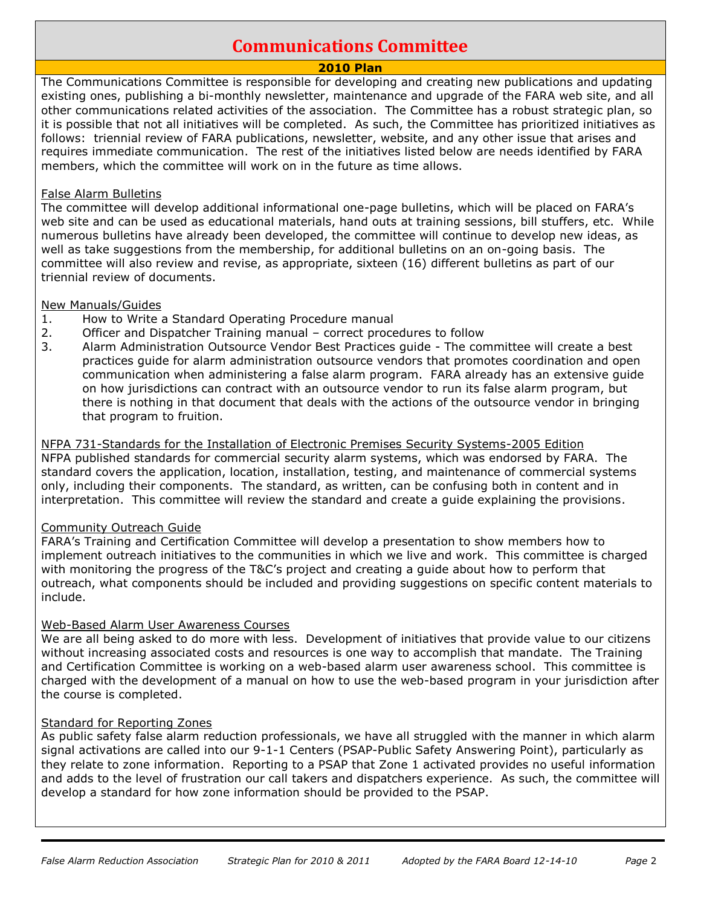# Communications Committee

## 2010 Plan

The Communications Committee is responsible for developing and creating new publications and updating existing ones, publishing a bi-monthly newsletter, maintenance and upgrade of the FARA web site, and all other communications related activities of the association. The Committee has a robust strategic plan, so it is possible that not all initiatives will be completed. As such, the Committee has prioritized initiatives as follows: triennial review of FARA publications, newsletter, website, and any other issue that arises and requires immediate communication. The rest of the initiatives listed below are needs identified by FARA members, which the committee will work on in the future as time allows.

### False Alarm Bulletins

The committee will develop additional informational one-page bulletins, which will be placed on FARA's web site and can be used as educational materials, hand outs at training sessions, bill stuffers, etc. While numerous bulletins have already been developed, the committee will continue to develop new ideas, as well as take suggestions from the membership, for additional bulletins on an on-going basis. The committee will also review and revise, as appropriate, sixteen (16) different bulletins as part of our triennial review of documents.

### New Manuals/Guides

1. How to Write a Standard Operating Procedure manual
2. Officer and Dispatcher Training manual – correct procedures to follow
3. Alarm Administration Outsource Vendor Best Practices guide - The committee will create a best practices guide for alarm administration outsource vendors that promotes coordination and open communication when administering a false alarm program. FARA already has an extensive guide on how jurisdictions can contract with an outsource vendor to run its false alarm program, but there is nothing in that document that deals with the actions of the outsource vendor in bringing that program to fruition.

### NFPA 731-Standards for the Installation of Electronic Premises Security Systems-2005 Edition

NFPA published standards for commercial security alarm systems, which was endorsed by FARA. The standard covers the application, location, installation, testing, and maintenance of commercial systems only, including their components. The standard, as written, can be confusing both in content and in interpretation. This committee will review the standard and create a guide explaining the provisions.

### Community Outreach Guide

FARA's Training and Certification Committee will develop a presentation to show members how to implement outreach initiatives to the communities in which we live and work. This committee is charged with monitoring the progress of the T&C's project and creating a guide about how to perform that outreach, what components should be included and providing suggestions on specific content materials to include.

### Web-Based Alarm User Awareness Courses

We are all being asked to do more with less. Development of initiatives that provide value to our citizens without increasing associated costs and resources is one way to accomplish that mandate. The Training and Certification Committee is working on a web-based alarm user awareness school. This committee is charged with the development of a manual on how to use the web-based program in your jurisdiction after the course is completed.

### Standard for Reporting Zones

As public safety false alarm reduction professionals, we have all struggled with the manner in which alarm signal activations are called into our 9-1-1 Centers (PSAP-Public Safety Answering Point), particularly as they relate to zone information. Reporting to a PSAP that Zone 1 activated provides no useful information and adds to the level of frustration our call takers and dispatchers experience. As such, the committee will develop a standard for how zone information should be provided to the PSAP.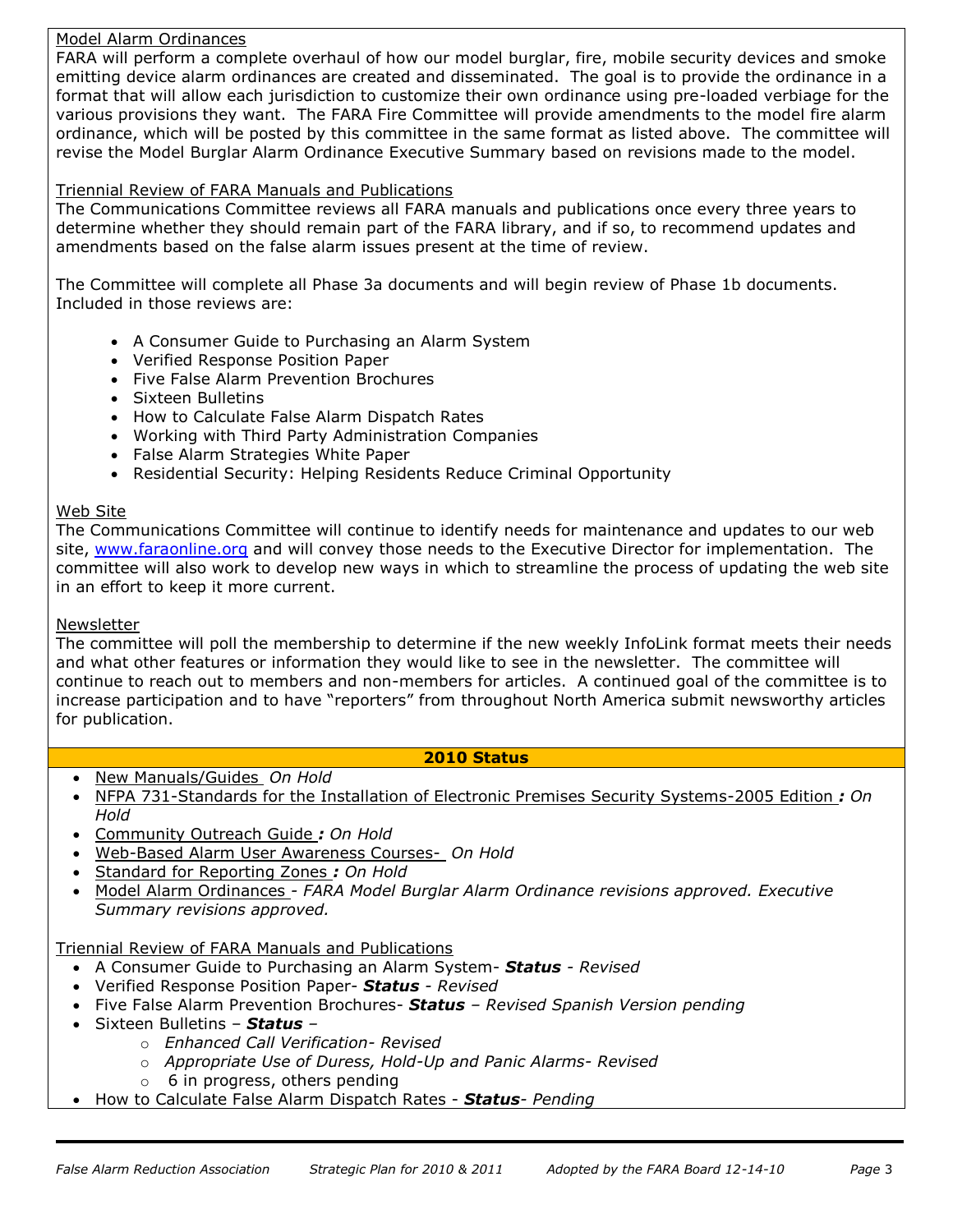Model Alarm Ordinances

FARA will perform a complete overhaul of how our model burglar, fire, mobile security devices and smoke emitting device alarm ordinances are created and disseminated. The goal is to provide the ordinance in a format that will allow each jurisdiction to customize their own ordinance using pre-loaded verbiage for the various provisions they want. The FARA Fire Committee will provide amendments to the model fire alarm ordinance, which will be posted by this committee in the same format as listed above. The committee will revise the Model Burglar Alarm Ordinance Executive Summary based on revisions made to the model.

Triennial Review of FARA Manuals and Publications

The Communications Committee reviews all FARA manuals and publications once every three years to determine whether they should remain part of the FARA library, and if so, to recommend updates and amendments based on the false alarm issues present at the time of review.

The Committee will complete all Phase 3a documents and will begin review of Phase 1b documents. Included in those reviews are:

- A Consumer Guide to Purchasing an Alarm System
- Verified Response Position Paper
- Five False Alarm Prevention Brochures
- Sixteen Bulletins
- How to Calculate False Alarm Dispatch Rates
- Working with Third Party Administration Companies
- False Alarm Strategies White Paper
- Residential Security: Helping Residents Reduce Criminal Opportunity

Web Site

The Communications Committee will continue to identify needs for maintenance and updates to our web site, www.faraonline.org and will convey those needs to the Executive Director for implementation. The committee will also work to develop new ways in which to streamline the process of updating the web site in an effort to keep it more current.

Newsletter

The committee will poll the membership to determine if the new weekly InfoLink format meets their needs and what other features or information they would like to see in the newsletter. The committee will continue to reach out to members and non-members for articles. A continued goal of the committee is to increase participation and to have "reporters" from throughout North America submit newsworthy articles for publication.

## 2010 Status

- New Manuals/Guides *On Hold*
- NFPA 731-Standards for the Installation of Electronic Premises Security Systems-2005 Edition ***:*** *On Hold*
- Community Outreach Guide ***:*** *On Hold*
- Web-Based Alarm User Awareness Courses- *On Hold*
- Standard for Reporting Zones ***:*** *On Hold*
- Model Alarm Ordinances - *FARA Model Burglar Alarm Ordinance revisions approved. Executive Summary revisions approved.*

Triennial Review of FARA Manuals and Publications

- A Consumer Guide to Purchasing an Alarm System- ***Status*** - *Revised*
- Verified Response Position Paper- ***Status*** - *Revised*
- Five False Alarm Prevention Brochures- ***Status*** – *Revised Spanish Version pending*
- Sixteen Bulletins – ***Status*** –
    - *Enhanced Call Verification- Revised*
    - *Appropriate Use of Duress, Hold-Up and Panic Alarms- Revised*
    - 6 in progress, others pending
- How to Calculate False Alarm Dispatch Rates - ***Status***- *Pending*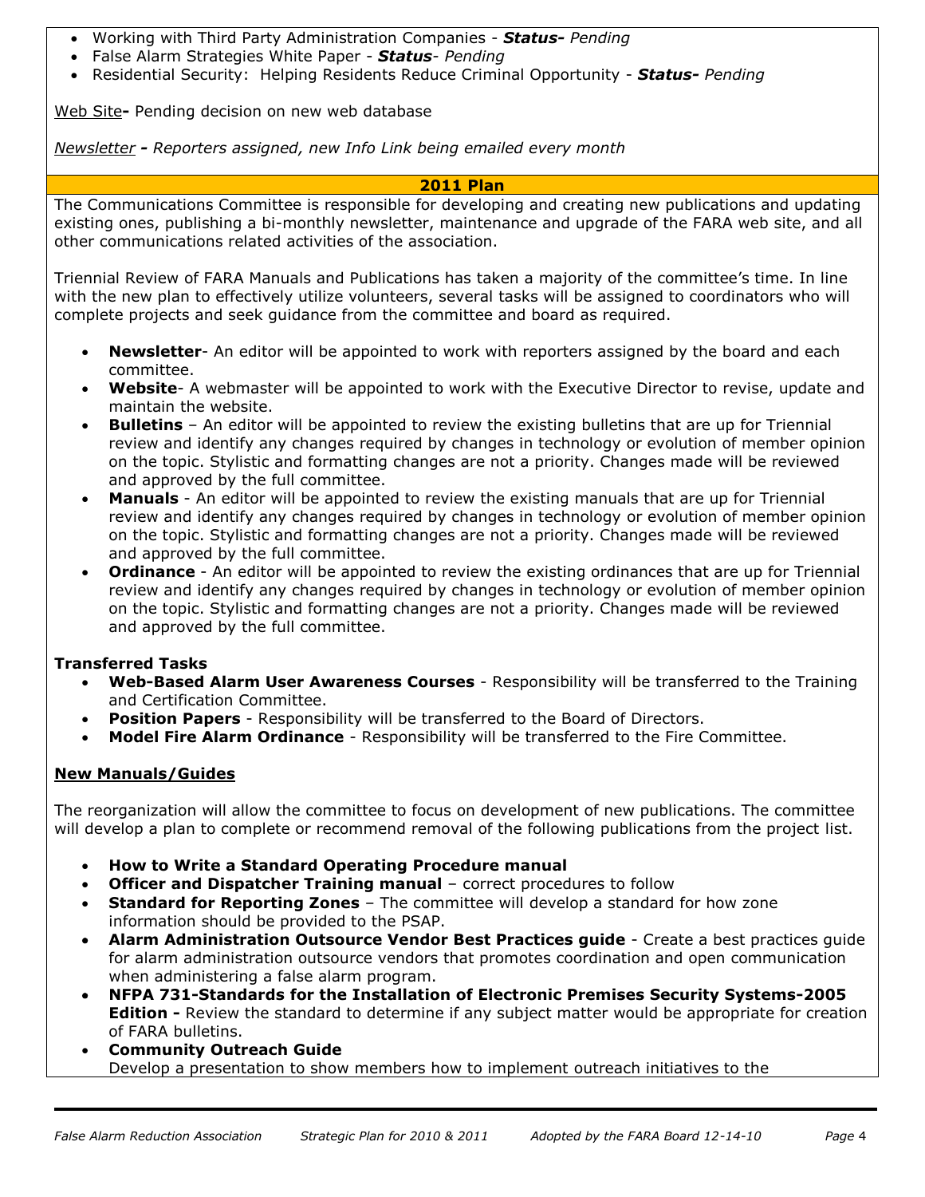- Working with Third Party Administration Companies - ***Status-*** *Pending*
- False Alarm Strategies White Paper - ***Status*** *- Pending*
- Residential Security: Helping Residents Reduce Criminal Opportunity - ***Status-*** *Pending*

Web Site**-** Pending decision on new web database

*Newsletter **-** Reporters assigned, new Info Link being emailed every month*

## 2011 Plan

The Communications Committee is responsible for developing and creating new publications and updating existing ones, publishing a bi-monthly newsletter, maintenance and upgrade of the FARA web site, and all other communications related activities of the association.

Triennial Review of FARA Manuals and Publications has taken a majority of the committee's time. In line with the new plan to effectively utilize volunteers, several tasks will be assigned to coordinators who will complete projects and seek guidance from the committee and board as required.

- **Newsletter**- An editor will be appointed to work with reporters assigned by the board and each committee.
- **Website**- A webmaster will be appointed to work with the Executive Director to revise, update and maintain the website.
- **Bulletins** – An editor will be appointed to review the existing bulletins that are up for Triennial review and identify any changes required by changes in technology or evolution of member opinion on the topic. Stylistic and formatting changes are not a priority. Changes made will be reviewed and approved by the full committee.
- **Manuals** - An editor will be appointed to review the existing manuals that are up for Triennial review and identify any changes required by changes in technology or evolution of member opinion on the topic. Stylistic and formatting changes are not a priority. Changes made will be reviewed and approved by the full committee.
- **Ordinance** - An editor will be appointed to review the existing ordinances that are up for Triennial review and identify any changes required by changes in technology or evolution of member opinion on the topic. Stylistic and formatting changes are not a priority. Changes made will be reviewed and approved by the full committee.

**Transferred Tasks**

- **Web-Based Alarm User Awareness Courses** - Responsibility will be transferred to the Training and Certification Committee.
- **Position Papers** - Responsibility will be transferred to the Board of Directors.
- **Model Fire Alarm Ordinance** - Responsibility will be transferred to the Fire Committee.

**New Manuals/Guides**

The reorganization will allow the committee to focus on development of new publications. The committee will develop a plan to complete or recommend removal of the following publications from the project list.

- **How to Write a Standard Operating Procedure manual**
- **Officer and Dispatcher Training manual** – correct procedures to follow
- **Standard for Reporting Zones** – The committee will develop a standard for how zone information should be provided to the PSAP.
- **Alarm Administration Outsource Vendor Best Practices guide** - Create a best practices guide for alarm administration outsource vendors that promotes coordination and open communication when administering a false alarm program.
- **NFPA 731-Standards for the Installation of Electronic Premises Security Systems-2005 Edition -** Review the standard to determine if any subject matter would be appropriate for creation of FARA bulletins.
- **Community Outreach Guide**
  Develop a presentation to show members how to implement outreach initiatives to the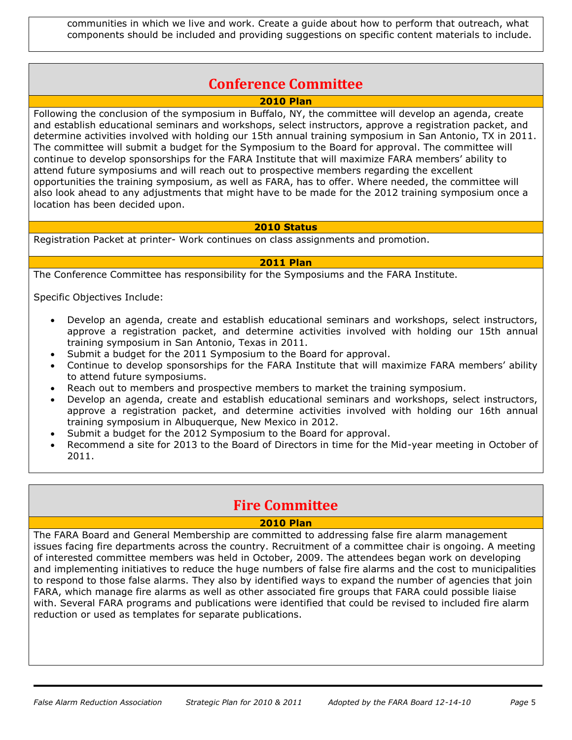communities in which we live and work. Create a guide about how to perform that outreach, what components should be included and providing suggestions on specific content materials to include.

## Conference Committee

**2010 Plan**

Following the conclusion of the symposium in Buffalo, NY, the committee will develop an agenda, create and establish educational seminars and workshops, select instructors, approve a registration packet, and determine activities involved with holding our 15th annual training symposium in San Antonio, TX in 2011. The committee will submit a budget for the Symposium to the Board for approval. The committee will continue to develop sponsorships for the FARA Institute that will maximize FARA members' ability to attend future symposiums and will reach out to prospective members regarding the excellent opportunities the training symposium, as well as FARA, has to offer. Where needed, the committee will also look ahead to any adjustments that might have to be made for the 2012 training symposium once a location has been decided upon.

**2010 Status**

Registration Packet at printer- Work continues on class assignments and promotion.

**2011 Plan**

The Conference Committee has responsibility for the Symposiums and the FARA Institute.

Specific Objectives Include:

- Develop an agenda, create and establish educational seminars and workshops, select instructors, approve a registration packet, and determine activities involved with holding our 15th annual training symposium in San Antonio, Texas in 2011.
- Submit a budget for the 2011 Symposium to the Board for approval.
- Continue to develop sponsorships for the FARA Institute that will maximize FARA members' ability to attend future symposiums.
- Reach out to members and prospective members to market the training symposium.
- Develop an agenda, create and establish educational seminars and workshops, select instructors, approve a registration packet, and determine activities involved with holding our 16th annual training symposium in Albuquerque, New Mexico in 2012.
- Submit a budget for the 2012 Symposium to the Board for approval.
- Recommend a site for 2013 to the Board of Directors in time for the Mid-year meeting in October of 2011.

## Fire Committee

**2010 Plan**

The FARA Board and General Membership are committed to addressing false fire alarm management issues facing fire departments across the country. Recruitment of a committee chair is ongoing. A meeting of interested committee members was held in October, 2009. The attendees began work on developing and implementing initiatives to reduce the huge numbers of false fire alarms and the cost to municipalities to respond to those false alarms. They also by identified ways to expand the number of agencies that join FARA, which manage fire alarms as well as other associated fire groups that FARA could possible liaise with. Several FARA programs and publications were identified that could be revised to included fire alarm reduction or used as templates for separate publications.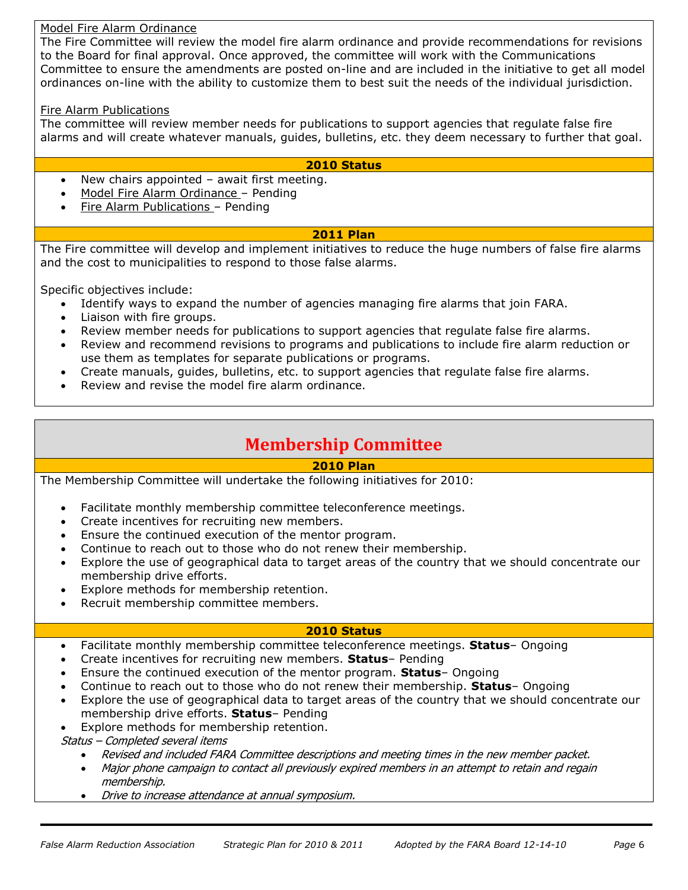Model Fire Alarm Ordinance

The Fire Committee will review the model fire alarm ordinance and provide recommendations for revisions to the Board for final approval. Once approved, the committee will work with the Communications Committee to ensure the amendments are posted on-line and are included in the initiative to get all model ordinances on-line with the ability to customize them to best suit the needs of the individual jurisdiction.

Fire Alarm Publications

The committee will review member needs for publications to support agencies that regulate false fire alarms and will create whatever manuals, guides, bulletins, etc. they deem necessary to further that goal.

### 2010 Status

- New chairs appointed – await first meeting.
- Model Fire Alarm Ordinance – Pending
- Fire Alarm Publications – Pending

### 2011 Plan

The Fire committee will develop and implement initiatives to reduce the huge numbers of false fire alarms and the cost to municipalities to respond to those false alarms.

Specific objectives include:

- Identify ways to expand the number of agencies managing fire alarms that join FARA.
- Liaison with fire groups.
- Review member needs for publications to support agencies that regulate false fire alarms.
- Review and recommend revisions to programs and publications to include fire alarm reduction or use them as templates for separate publications or programs.
- Create manuals, guides, bulletins, etc. to support agencies that regulate false fire alarms.
- Review and revise the model fire alarm ordinance.

## Membership Committee

### 2010 Plan

The Membership Committee will undertake the following initiatives for 2010:

- Facilitate monthly membership committee teleconference meetings.
- Create incentives for recruiting new members.
- Ensure the continued execution of the mentor program.
- Continue to reach out to those who do not renew their membership.
- Explore the use of geographical data to target areas of the country that we should concentrate our membership drive efforts.
- Explore methods for membership retention.
- Recruit membership committee members.

### 2010 Status

- Facilitate monthly membership committee teleconference meetings. **Status**– Ongoing
- Create incentives for recruiting new members. **Status**– Pending
- Ensure the continued execution of the mentor program. **Status**– Ongoing
- Continue to reach out to those who do not renew their membership. **Status**– Ongoing
- Explore the use of geographical data to target areas of the country that we should concentrate our membership drive efforts. **Status**– Pending
- Explore methods for membership retention.

*Status – Completed several items*

- *Revised and included FARA Committee descriptions and meeting times in the new member packet.*
- *Major phone campaign to contact all previously expired members in an attempt to retain and regain membership.*
- *Drive to increase attendance at annual symposium.*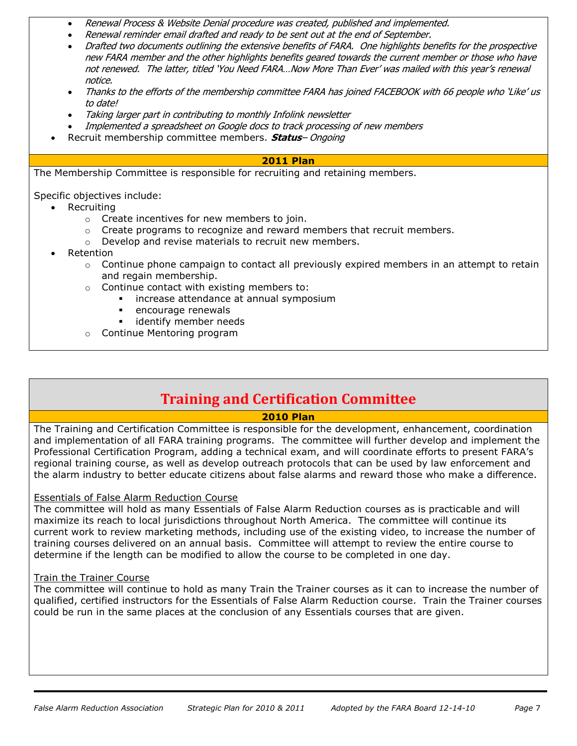- *Renewal Process & Website Denial procedure was created, published and implemented.*
- *Renewal reminder email drafted and ready to be sent out at the end of September.*
- *Drafted two documents outlining the extensive benefits of FARA. One highlights benefits for the prospective new FARA member and the other highlights benefits geared towards the current member or those who have not renewed. The latter, titled 'You Need FARA…Now More Than Ever' was mailed with this year's renewal notice.*
- *Thanks to the efforts of the membership committee FARA has joined FACEBOOK with 66 people who 'Like' us to date!*
- *Taking larger part in contributing to monthly Infolink newsletter*
- *Implemented a spreadsheet on Google docs to track processing of new members*

- Recruit membership committee members. ***Status****– Ongoing*

**2011 Plan**

The Membership Committee is responsible for recruiting and retaining members.

Specific objectives include:

- Recruiting
  - Create incentives for new members to join.
  - Create programs to recognize and reward members that recruit members.
  - Develop and revise materials to recruit new members.
- Retention
  - Continue phone campaign to contact all previously expired members in an attempt to retain and regain membership.
  - Continue contact with existing members to:
    - increase attendance at annual symposium
    - encourage renewals
    - identify member needs
  - Continue Mentoring program

## Training and Certification Committee

**2010 Plan**

The Training and Certification Committee is responsible for the development, enhancement, coordination and implementation of all FARA training programs. The committee will further develop and implement the Professional Certification Program, adding a technical exam, and will coordinate efforts to present FARA's regional training course, as well as develop outreach protocols that can be used by law enforcement and the alarm industry to better educate citizens about false alarms and reward those who make a difference.

Essentials of False Alarm Reduction Course

The committee will hold as many Essentials of False Alarm Reduction courses as is practicable and will maximize its reach to local jurisdictions throughout North America. The committee will continue its current work to review marketing methods, including use of the existing video, to increase the number of training courses delivered on an annual basis. Committee will attempt to review the entire course to determine if the length can be modified to allow the course to be completed in one day.

Train the Trainer Course

The committee will continue to hold as many Train the Trainer courses as it can to increase the number of qualified, certified instructors for the Essentials of False Alarm Reduction course. Train the Trainer courses could be run in the same places at the conclusion of any Essentials courses that are given.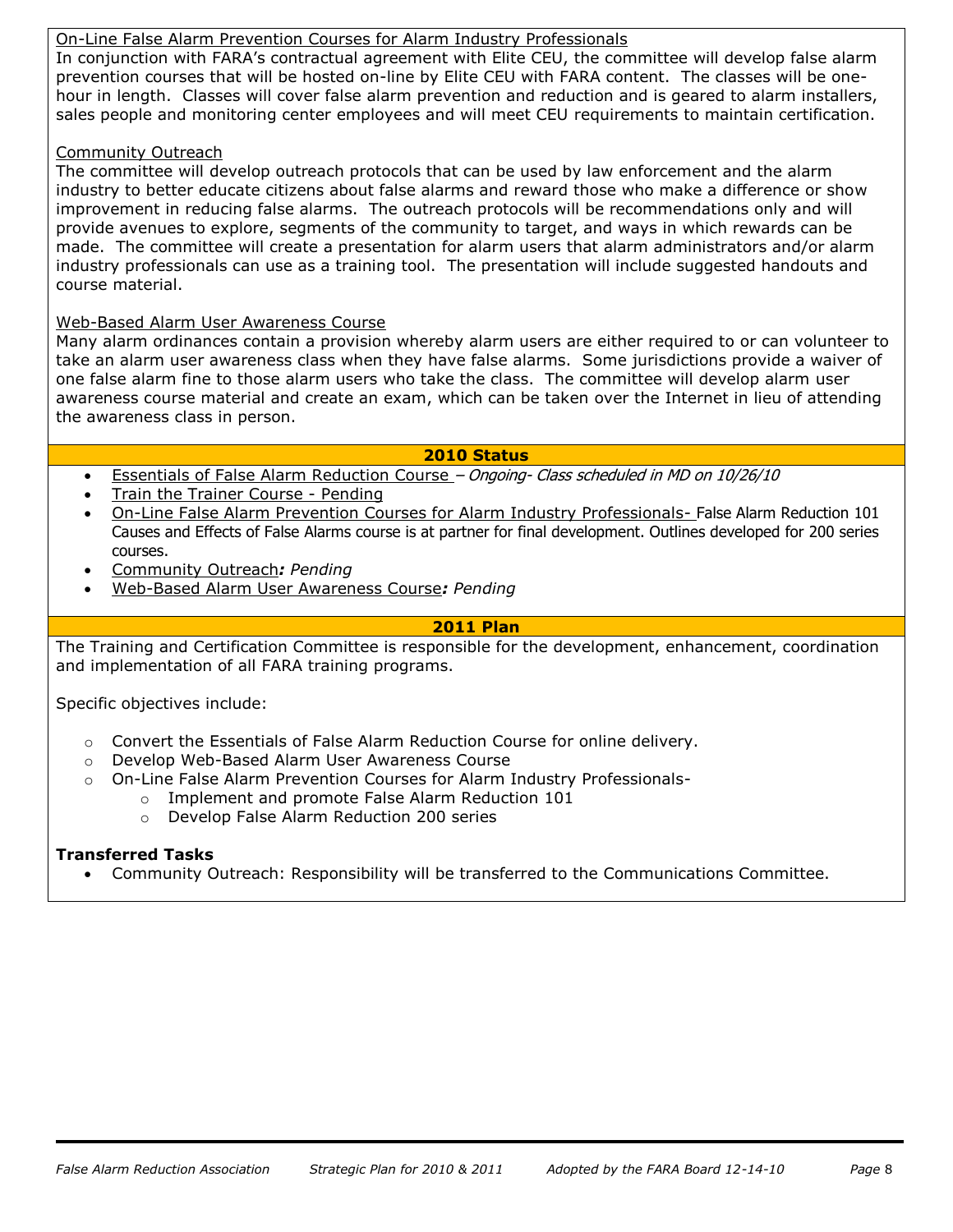On-Line False Alarm Prevention Courses for Alarm Industry Professionals

In conjunction with FARA's contractual agreement with Elite CEU, the committee will develop false alarm prevention courses that will be hosted on-line by Elite CEU with FARA content. The classes will be one-hour in length. Classes will cover false alarm prevention and reduction and is geared to alarm installers, sales people and monitoring center employees and will meet CEU requirements to maintain certification.

Community Outreach

The committee will develop outreach protocols that can be used by law enforcement and the alarm industry to better educate citizens about false alarms and reward those who make a difference or show improvement in reducing false alarms. The outreach protocols will be recommendations only and will provide avenues to explore, segments of the community to target, and ways in which rewards can be made. The committee will create a presentation for alarm users that alarm administrators and/or alarm industry professionals can use as a training tool. The presentation will include suggested handouts and course material.

Web-Based Alarm User Awareness Course

Many alarm ordinances contain a provision whereby alarm users are either required to or can volunteer to take an alarm user awareness class when they have false alarms. Some jurisdictions provide a waiver of one false alarm fine to those alarm users who take the class. The committee will develop alarm user awareness course material and create an exam, which can be taken over the Internet in lieu of attending the awareness class in person.

## 2010 Status

- Essentials of False Alarm Reduction Course – *Ongoing- Class scheduled in MD on 10/26/10*
- Train the Trainer Course - Pending
- On-Line False Alarm Prevention Courses for Alarm Industry Professionals- False Alarm Reduction 101 Causes and Effects of False Alarms course is at partner for final development. Outlines developed for 200 series courses.
- Community Outreach***:*** *Pending*
- Web-Based Alarm User Awareness Course***:*** *Pending*

## 2011 Plan

The Training and Certification Committee is responsible for the development, enhancement, coordination and implementation of all FARA training programs.

Specific objectives include:

- Convert the Essentials of False Alarm Reduction Course for online delivery.
- Develop Web-Based Alarm User Awareness Course
- On-Line False Alarm Prevention Courses for Alarm Industry Professionals-
  - Implement and promote False Alarm Reduction 101
  - Develop False Alarm Reduction 200 series

**Transferred Tasks**

- Community Outreach: Responsibility will be transferred to the Communications Committee.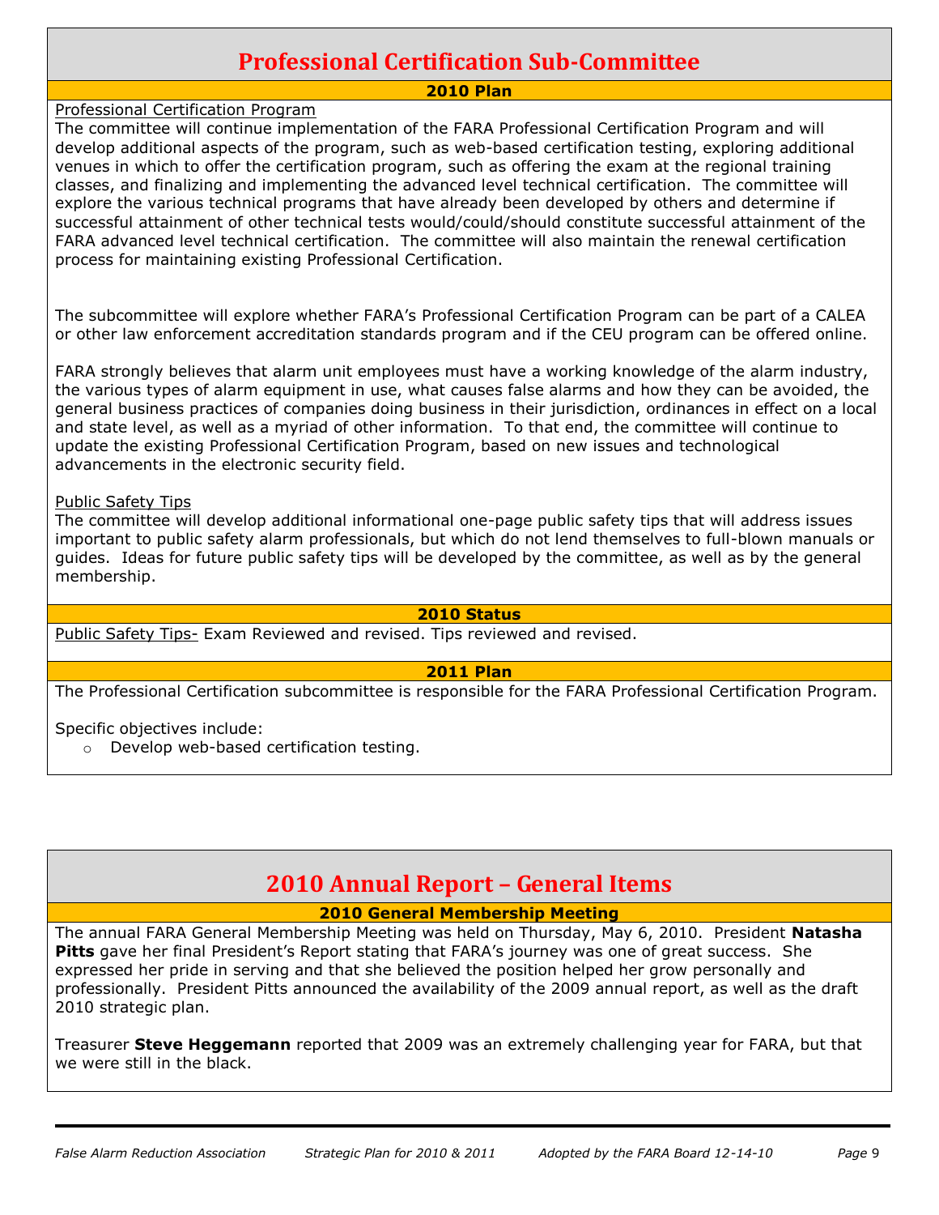# Professional Certification Sub-Committee

### 2010 Plan

Professional Certification Program

The committee will continue implementation of the FARA Professional Certification Program and will develop additional aspects of the program, such as web-based certification testing, exploring additional venues in which to offer the certification program, such as offering the exam at the regional training classes, and finalizing and implementing the advanced level technical certification. The committee will explore the various technical programs that have already been developed by others and determine if successful attainment of other technical tests would/could/should constitute successful attainment of the FARA advanced level technical certification. The committee will also maintain the renewal certification process for maintaining existing Professional Certification.

The subcommittee will explore whether FARA's Professional Certification Program can be part of a CALEA or other law enforcement accreditation standards program and if the CEU program can be offered online.

FARA strongly believes that alarm unit employees must have a working knowledge of the alarm industry, the various types of alarm equipment in use, what causes false alarms and how they can be avoided, the general business practices of companies doing business in their jurisdiction, ordinances in effect on a local and state level, as well as a myriad of other information. To that end, the committee will continue to update the existing Professional Certification Program, based on new issues and technological advancements in the electronic security field.

Public Safety Tips

The committee will develop additional informational one-page public safety tips that will address issues important to public safety alarm professionals, but which do not lend themselves to full-blown manuals or guides. Ideas for future public safety tips will be developed by the committee, as well as by the general membership.

### 2010 Status

Public Safety Tips- Exam Reviewed and revised. Tips reviewed and revised.

### 2011 Plan

The Professional Certification subcommittee is responsible for the FARA Professional Certification Program.

Specific objectives include:

- Develop web-based certification testing.

# 2010 Annual Report – General Items

### 2010 General Membership Meeting

The annual FARA General Membership Meeting was held on Thursday, May 6, 2010. President **Natasha Pitts** gave her final President's Report stating that FARA's journey was one of great success. She expressed her pride in serving and that she believed the position helped her grow personally and professionally. President Pitts announced the availability of the 2009 annual report, as well as the draft 2010 strategic plan.

Treasurer **Steve Heggemann** reported that 2009 was an extremely challenging year for FARA, but that we were still in the black.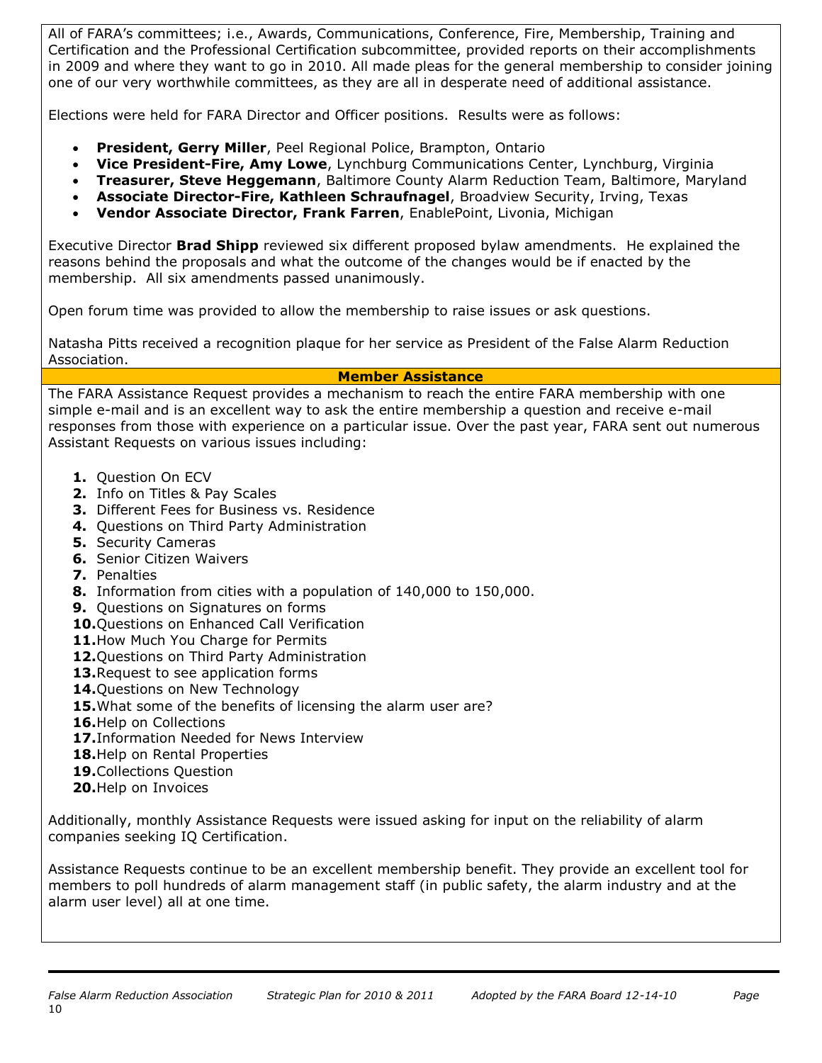All of FARA's committees; i.e., Awards, Communications, Conference, Fire, Membership, Training and Certification and the Professional Certification subcommittee, provided reports on their accomplishments in 2009 and where they want to go in 2010. All made pleas for the general membership to consider joining one of our very worthwhile committees, as they are all in desperate need of additional assistance.

Elections were held for FARA Director and Officer positions. Results were as follows:

- **President, Gerry Miller**, Peel Regional Police, Brampton, Ontario
- **Vice President-Fire, Amy Lowe**, Lynchburg Communications Center, Lynchburg, Virginia
- **Treasurer, Steve Heggemann**, Baltimore County Alarm Reduction Team, Baltimore, Maryland
- **Associate Director-Fire, Kathleen Schraufnagel**, Broadview Security, Irving, Texas
- **Vendor Associate Director, Frank Farren**, EnablePoint, Livonia, Michigan

Executive Director **Brad Shipp** reviewed six different proposed bylaw amendments. He explained the reasons behind the proposals and what the outcome of the changes would be if enacted by the membership. All six amendments passed unanimously.

Open forum time was provided to allow the membership to raise issues or ask questions.

Natasha Pitts received a recognition plaque for her service as President of the False Alarm Reduction Association.

## Member Assistance

The FARA Assistance Request provides a mechanism to reach the entire FARA membership with one simple e-mail and is an excellent way to ask the entire membership a question and receive e-mail responses from those with experience on a particular issue. Over the past year, FARA sent out numerous Assistant Requests on various issues including:

1. Question On ECV
2. Info on Titles & Pay Scales
3. Different Fees for Business vs. Residence
4. Questions on Third Party Administration
5. Security Cameras
6. Senior Citizen Waivers
7. Penalties
8. Information from cities with a population of 140,000 to 150,000.
9. Questions on Signatures on forms
10. Questions on Enhanced Call Verification
11. How Much You Charge for Permits
12. Questions on Third Party Administration
13. Request to see application forms
14. Questions on New Technology
15. What some of the benefits of licensing the alarm user are?
16. Help on Collections
17. Information Needed for News Interview
18. Help on Rental Properties
19. Collections Question
20. Help on Invoices

Additionally, monthly Assistance Requests were issued asking for input on the reliability of alarm companies seeking IQ Certification.

Assistance Requests continue to be an excellent membership benefit. They provide an excellent tool for members to poll hundreds of alarm management staff (in public safety, the alarm industry and at the alarm user level) all at one time.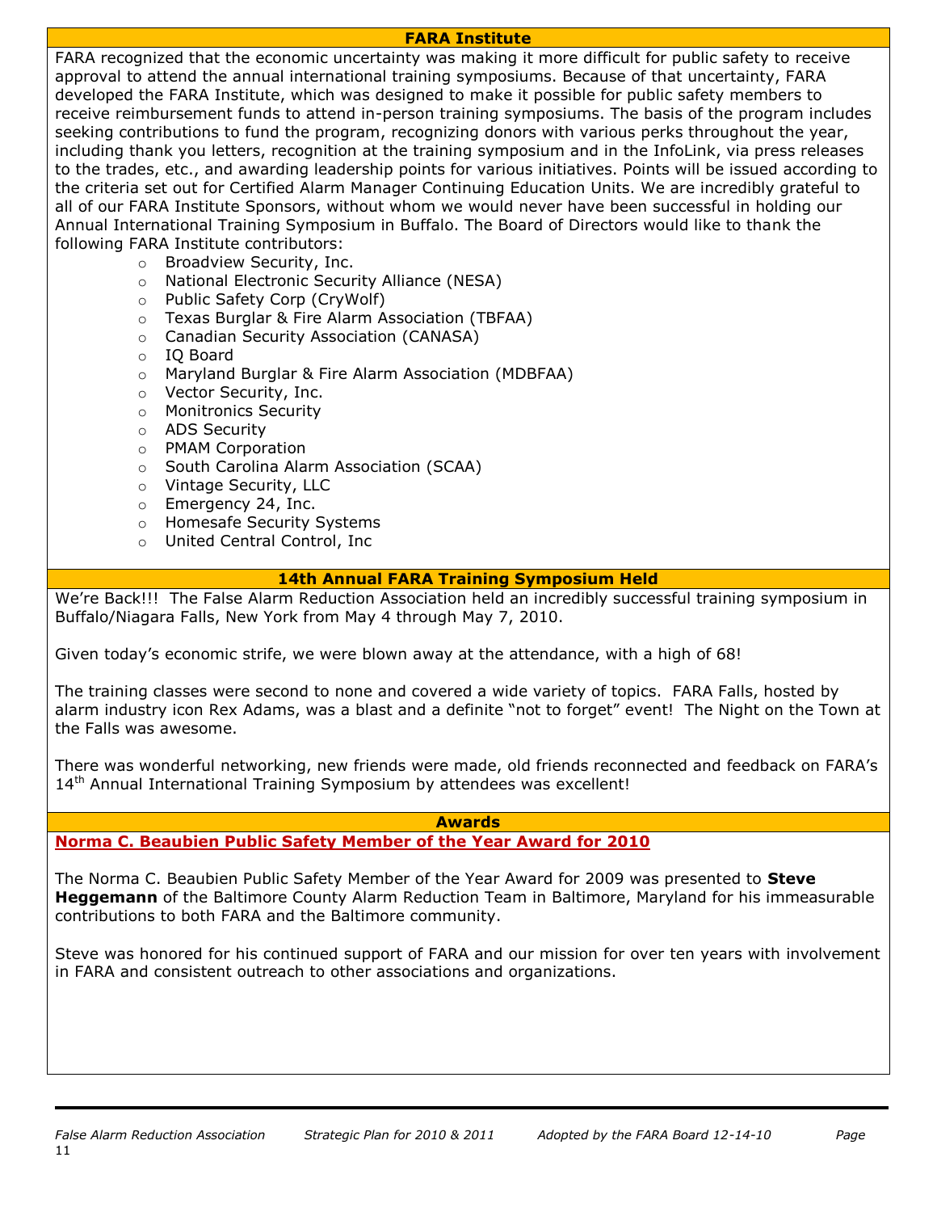## FARA Institute

FARA recognized that the economic uncertainty was making it more difficult for public safety to receive approval to attend the annual international training symposiums. Because of that uncertainty, FARA developed the FARA Institute, which was designed to make it possible for public safety members to receive reimbursement funds to attend in-person training symposiums. The basis of the program includes seeking contributions to fund the program, recognizing donors with various perks throughout the year, including thank you letters, recognition at the training symposium and in the InfoLink, via press releases to the trades, etc., and awarding leadership points for various initiatives. Points will be issued according to the criteria set out for Certified Alarm Manager Continuing Education Units. We are incredibly grateful to all of our FARA Institute Sponsors, without whom we would never have been successful in holding our Annual International Training Symposium in Buffalo. The Board of Directors would like to thank the following FARA Institute contributors:

- Broadview Security, Inc.
- National Electronic Security Alliance (NESA)
- Public Safety Corp (CryWolf)
- Texas Burglar & Fire Alarm Association (TBFAA)
- Canadian Security Association (CANASA)
- IQ Board
- Maryland Burglar & Fire Alarm Association (MDBFAA)
- Vector Security, Inc.
- Monitronics Security
- ADS Security
- PMAM Corporation
- South Carolina Alarm Association (SCAA)
- Vintage Security, LLC
- Emergency 24, Inc.
- Homesafe Security Systems
- United Central Control, Inc

## 14th Annual FARA Training Symposium Held

We're Back!!! The False Alarm Reduction Association held an incredibly successful training symposium in Buffalo/Niagara Falls, New York from May 4 through May 7, 2010.

Given today's economic strife, we were blown away at the attendance, with a high of 68!

The training classes were second to none and covered a wide variety of topics. FARA Falls, hosted by alarm industry icon Rex Adams, was a blast and a definite "not to forget" event! The Night on the Town at the Falls was awesome.

There was wonderful networking, new friends were made, old friends reconnected and feedback on FARA's 14th Annual International Training Symposium by attendees was excellent!

## Awards

### Norma C. Beaubien Public Safety Member of the Year Award for 2010

The Norma C. Beaubien Public Safety Member of the Year Award for 2009 was presented to **Steve Heggemann** of the Baltimore County Alarm Reduction Team in Baltimore, Maryland for his immeasurable contributions to both FARA and the Baltimore community.

Steve was honored for his continued support of FARA and our mission for over ten years with involvement in FARA and consistent outreach to other associations and organizations.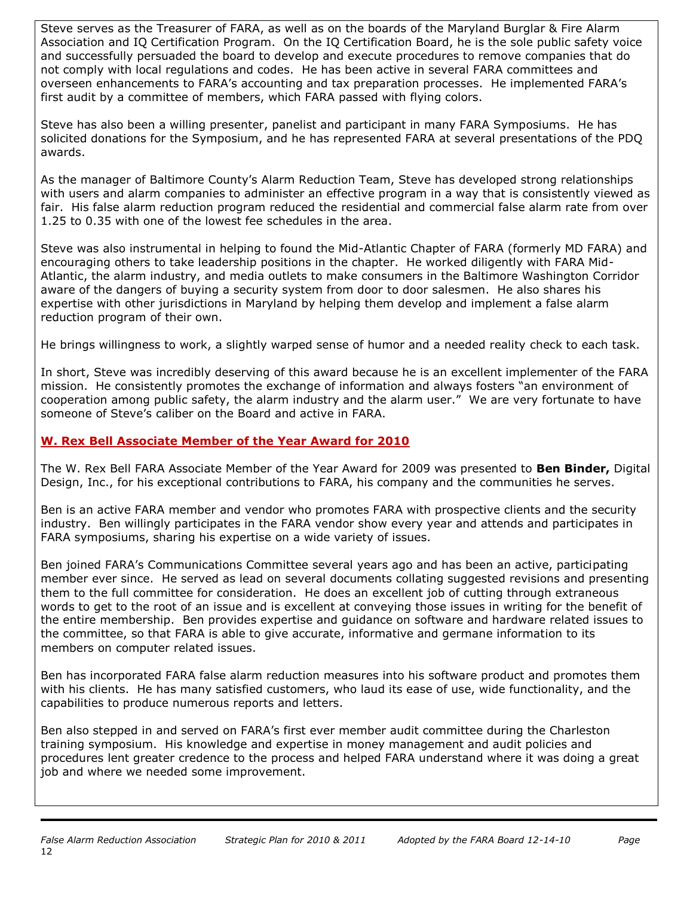Steve serves as the Treasurer of FARA, as well as on the boards of the Maryland Burglar & Fire Alarm Association and IQ Certification Program. On the IQ Certification Board, he is the sole public safety voice and successfully persuaded the board to develop and execute procedures to remove companies that do not comply with local regulations and codes. He has been active in several FARA committees and overseen enhancements to FARA's accounting and tax preparation processes. He implemented FARA's first audit by a committee of members, which FARA passed with flying colors.

Steve has also been a willing presenter, panelist and participant in many FARA Symposiums. He has solicited donations for the Symposium, and he has represented FARA at several presentations of the PDQ awards.

As the manager of Baltimore County's Alarm Reduction Team, Steve has developed strong relationships with users and alarm companies to administer an effective program in a way that is consistently viewed as fair. His false alarm reduction program reduced the residential and commercial false alarm rate from over 1.25 to 0.35 with one of the lowest fee schedules in the area.

Steve was also instrumental in helping to found the Mid-Atlantic Chapter of FARA (formerly MD FARA) and encouraging others to take leadership positions in the chapter. He worked diligently with FARA Mid-Atlantic, the alarm industry, and media outlets to make consumers in the Baltimore Washington Corridor aware of the dangers of buying a security system from door to door salesmen. He also shares his expertise with other jurisdictions in Maryland by helping them develop and implement a false alarm reduction program of their own.

He brings willingness to work, a slightly warped sense of humor and a needed reality check to each task.

In short, Steve was incredibly deserving of this award because he is an excellent implementer of the FARA mission. He consistently promotes the exchange of information and always fosters "an environment of cooperation among public safety, the alarm industry and the alarm user." We are very fortunate to have someone of Steve's caliber on the Board and active in FARA.

### W. Rex Bell Associate Member of the Year Award for 2010

The W. Rex Bell FARA Associate Member of the Year Award for 2009 was presented to **Ben Binder,** Digital Design, Inc., for his exceptional contributions to FARA, his company and the communities he serves.

Ben is an active FARA member and vendor who promotes FARA with prospective clients and the security industry. Ben willingly participates in the FARA vendor show every year and attends and participates in FARA symposiums, sharing his expertise on a wide variety of issues.

Ben joined FARA's Communications Committee several years ago and has been an active, participating member ever since. He served as lead on several documents collating suggested revisions and presenting them to the full committee for consideration. He does an excellent job of cutting through extraneous words to get to the root of an issue and is excellent at conveying those issues in writing for the benefit of the entire membership. Ben provides expertise and guidance on software and hardware related issues to the committee, so that FARA is able to give accurate, informative and germane information to its members on computer related issues.

Ben has incorporated FARA false alarm reduction measures into his software product and promotes them with his clients. He has many satisfied customers, who laud its ease of use, wide functionality, and the capabilities to produce numerous reports and letters.

Ben also stepped in and served on FARA's first ever member audit committee during the Charleston training symposium. His knowledge and expertise in money management and audit policies and procedures lent greater credence to the process and helped FARA understand where it was doing a great job and where we needed some improvement.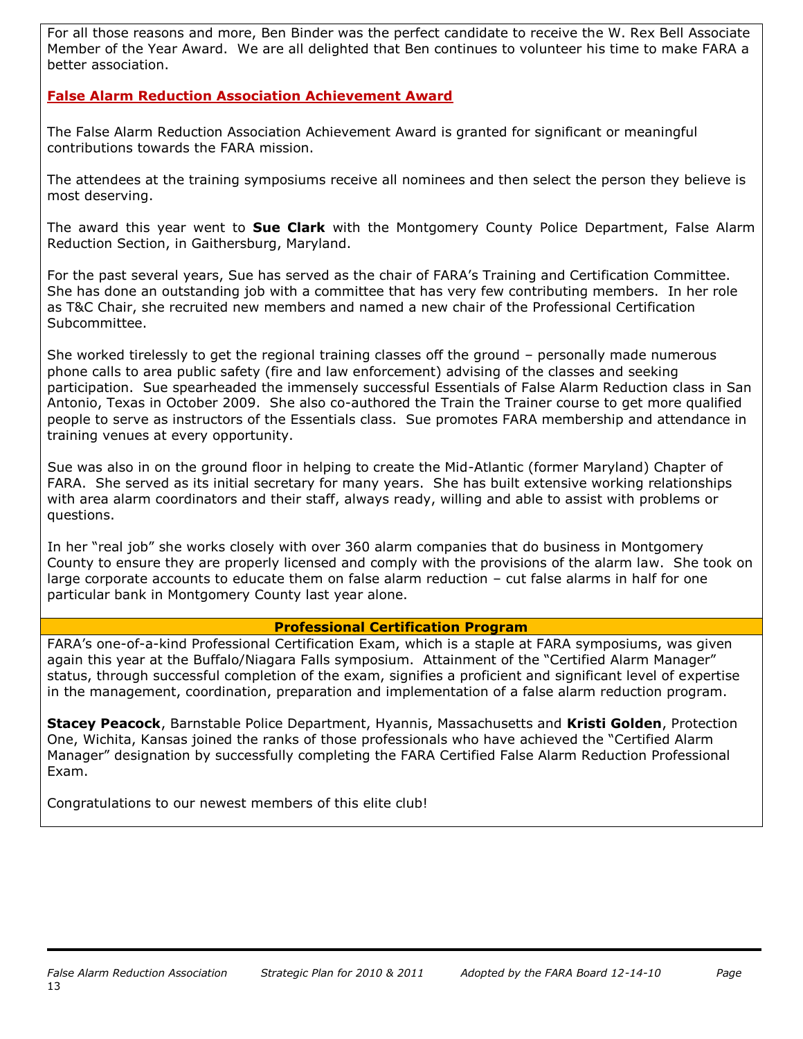For all those reasons and more, Ben Binder was the perfect candidate to receive the W. Rex Bell Associate Member of the Year Award. We are all delighted that Ben continues to volunteer his time to make FARA a better association.

## False Alarm Reduction Association Achievement Award

The False Alarm Reduction Association Achievement Award is granted for significant or meaningful contributions towards the FARA mission.

The attendees at the training symposiums receive all nominees and then select the person they believe is most deserving.

The award this year went to **Sue Clark** with the Montgomery County Police Department, False Alarm Reduction Section, in Gaithersburg, Maryland.

For the past several years, Sue has served as the chair of FARA's Training and Certification Committee. She has done an outstanding job with a committee that has very few contributing members. In her role as T&C Chair, she recruited new members and named a new chair of the Professional Certification Subcommittee.

She worked tirelessly to get the regional training classes off the ground – personally made numerous phone calls to area public safety (fire and law enforcement) advising of the classes and seeking participation. Sue spearheaded the immensely successful Essentials of False Alarm Reduction class in San Antonio, Texas in October 2009. She also co-authored the Train the Trainer course to get more qualified people to serve as instructors of the Essentials class. Sue promotes FARA membership and attendance in training venues at every opportunity.

Sue was also in on the ground floor in helping to create the Mid-Atlantic (former Maryland) Chapter of FARA. She served as its initial secretary for many years. She has built extensive working relationships with area alarm coordinators and their staff, always ready, willing and able to assist with problems or questions.

In her "real job" she works closely with over 360 alarm companies that do business in Montgomery County to ensure they are properly licensed and comply with the provisions of the alarm law. She took on large corporate accounts to educate them on false alarm reduction – cut false alarms in half for one particular bank in Montgomery County last year alone.

## Professional Certification Program

FARA's one-of-a-kind Professional Certification Exam, which is a staple at FARA symposiums, was given again this year at the Buffalo/Niagara Falls symposium. Attainment of the "Certified Alarm Manager" status, through successful completion of the exam, signifies a proficient and significant level of expertise in the management, coordination, preparation and implementation of a false alarm reduction program.

**Stacey Peacock**, Barnstable Police Department, Hyannis, Massachusetts and **Kristi Golden**, Protection One, Wichita, Kansas joined the ranks of those professionals who have achieved the "Certified Alarm Manager" designation by successfully completing the FARA Certified False Alarm Reduction Professional Exam.

Congratulations to our newest members of this elite club!